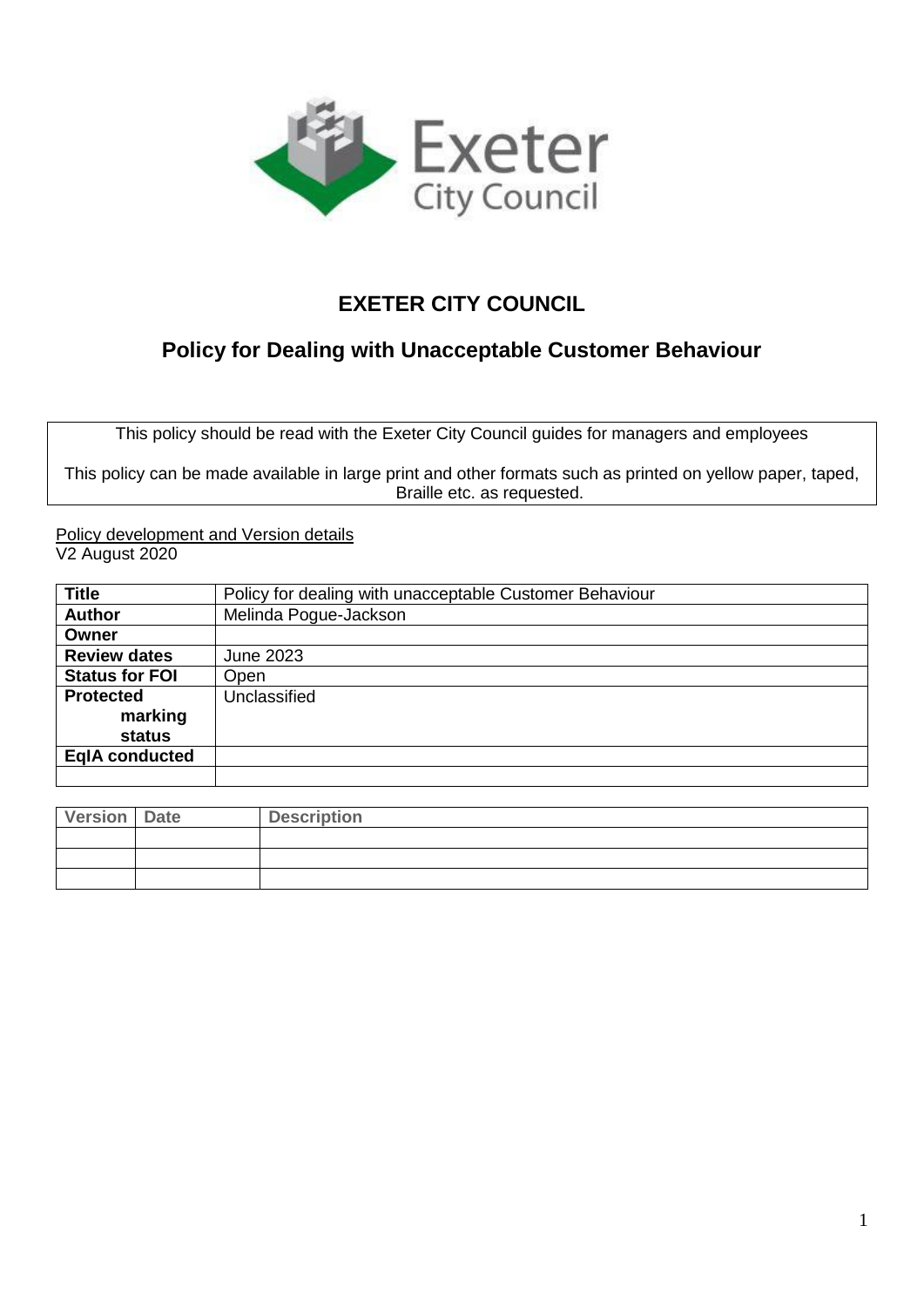# EXETER CITY COUNCIL

## Policy for Dealing with Unacceptable Customer Behaviour

This policy should be read with the Exeter City Council guides for managers and employees

This policy can be made available in large print and other formats such as printed on yellow paper, taped, Braille etc. as requested.

Policy development and Version details
V2 August 2020

| **Title** | Policy for dealing with unacceptable Customer Behaviour |
|---|---|
| **Author** | Melinda Pogue-Jackson |
| **Owner** | |
| **Review dates** | June 2023 |
| **Status for FOI** | Open |
| **Protected marking status** | Unclassified |
| **EqIA conducted** | |
| | |

| Version | Date | Description |
|---|---|---|
| | | |
| | | |
| | | |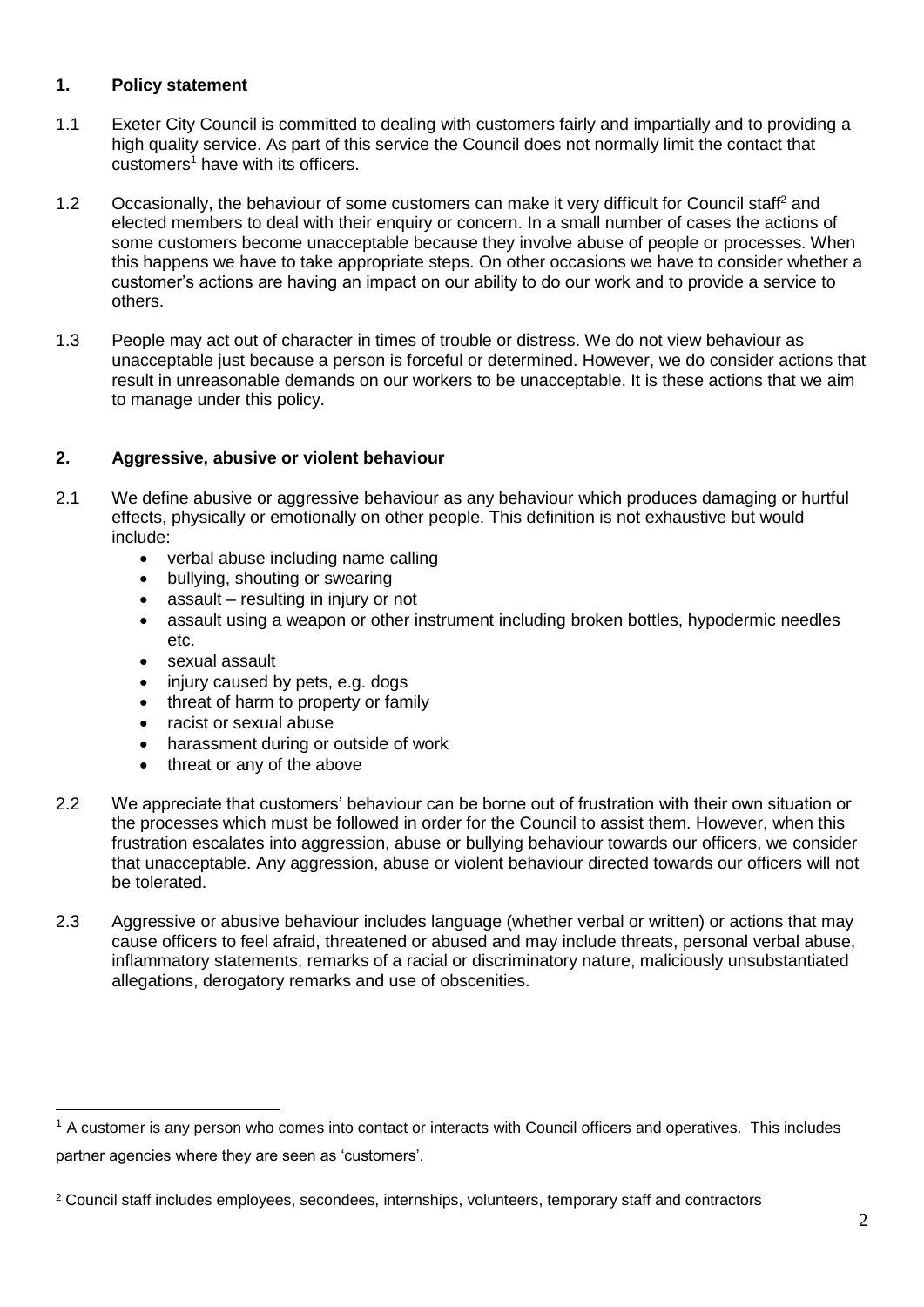## 1. Policy statement

1.1 Exeter City Council is committed to dealing with customers fairly and impartially and to providing a high quality service. As part of this service the Council does not normally limit the contact that customers[1] have with its officers.

1.2 Occasionally, the behaviour of some customers can make it very difficult for Council staff[2] and elected members to deal with their enquiry or concern. In a small number of cases the actions of some customers become unacceptable because they involve abuse of people or processes. When this happens we have to take appropriate steps. On other occasions we have to consider whether a customer's actions are having an impact on our ability to do our work and to provide a service to others.

1.3 People may act out of character in times of trouble or distress. We do not view behaviour as unacceptable just because a person is forceful or determined. However, we do consider actions that result in unreasonable demands on our workers to be unacceptable. It is these actions that we aim to manage under this policy.

## 2. Aggressive, abusive or violent behaviour

2.1 We define abusive or aggressive behaviour as any behaviour which produces damaging or hurtful effects, physically or emotionally on other people. This definition is not exhaustive but would include:

- verbal abuse including name calling
- bullying, shouting or swearing
- assault – resulting in injury or not
- assault using a weapon or other instrument including broken bottles, hypodermic needles etc.
- sexual assault
- injury caused by pets, e.g. dogs
- threat of harm to property or family
- racist or sexual abuse
- harassment during or outside of work
- threat or any of the above

2.2 We appreciate that customers' behaviour can be borne out of frustration with their own situation or the processes which must be followed in order for the Council to assist them. However, when this frustration escalates into aggression, abuse or bullying behaviour towards our officers, we consider that unacceptable. Any aggression, abuse or violent behaviour directed towards our officers will not be tolerated.

2.3 Aggressive or abusive behaviour includes language (whether verbal or written) or actions that may cause officers to feel afraid, threatened or abused and may include threats, personal verbal abuse, inflammatory statements, remarks of a racial or discriminatory nature, maliciously unsubstantiated allegations, derogatory remarks and use of obscenities.

---

[1] A customer is any person who comes into contact or interacts with Council officers and operatives. This includes partner agencies where they are seen as 'customers'.

[2] Council staff includes employees, secondees, internships, volunteers, temporary staff and contractors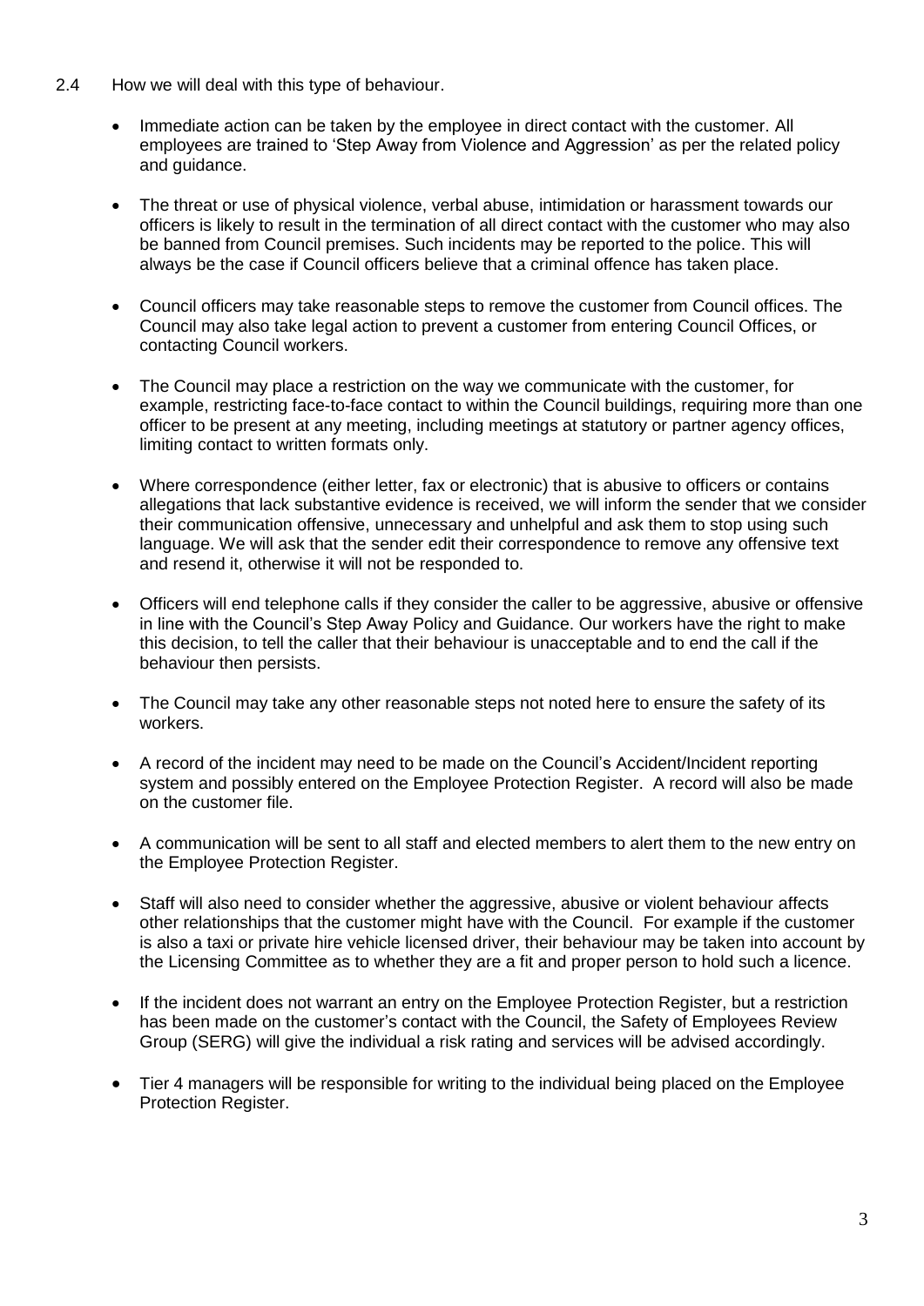2.4 How we will deal with this type of behaviour.

- Immediate action can be taken by the employee in direct contact with the customer. All employees are trained to 'Step Away from Violence and Aggression' as per the related policy and guidance.

- The threat or use of physical violence, verbal abuse, intimidation or harassment towards our officers is likely to result in the termination of all direct contact with the customer who may also be banned from Council premises. Such incidents may be reported to the police. This will always be the case if Council officers believe that a criminal offence has taken place.

- Council officers may take reasonable steps to remove the customer from Council offices. The Council may also take legal action to prevent a customer from entering Council Offices, or contacting Council workers.

- The Council may place a restriction on the way we communicate with the customer, for example, restricting face-to-face contact to within the Council buildings, requiring more than one officer to be present at any meeting, including meetings at statutory or partner agency offices, limiting contact to written formats only.

- Where correspondence (either letter, fax or electronic) that is abusive to officers or contains allegations that lack substantive evidence is received, we will inform the sender that we consider their communication offensive, unnecessary and unhelpful and ask them to stop using such language. We will ask that the sender edit their correspondence to remove any offensive text and resend it, otherwise it will not be responded to.

- Officers will end telephone calls if they consider the caller to be aggressive, abusive or offensive in line with the Council's Step Away Policy and Guidance. Our workers have the right to make this decision, to tell the caller that their behaviour is unacceptable and to end the call if the behaviour then persists.

- The Council may take any other reasonable steps not noted here to ensure the safety of its workers.

- A record of the incident may need to be made on the Council's Accident/Incident reporting system and possibly entered on the Employee Protection Register. A record will also be made on the customer file.

- A communication will be sent to all staff and elected members to alert them to the new entry on the Employee Protection Register.

- Staff will also need to consider whether the aggressive, abusive or violent behaviour affects other relationships that the customer might have with the Council. For example if the customer is also a taxi or private hire vehicle licensed driver, their behaviour may be taken into account by the Licensing Committee as to whether they are a fit and proper person to hold such a licence.

- If the incident does not warrant an entry on the Employee Protection Register, but a restriction has been made on the customer's contact with the Council, the Safety of Employees Review Group (SERG) will give the individual a risk rating and services will be advised accordingly.

- Tier 4 managers will be responsible for writing to the individual being placed on the Employee Protection Register.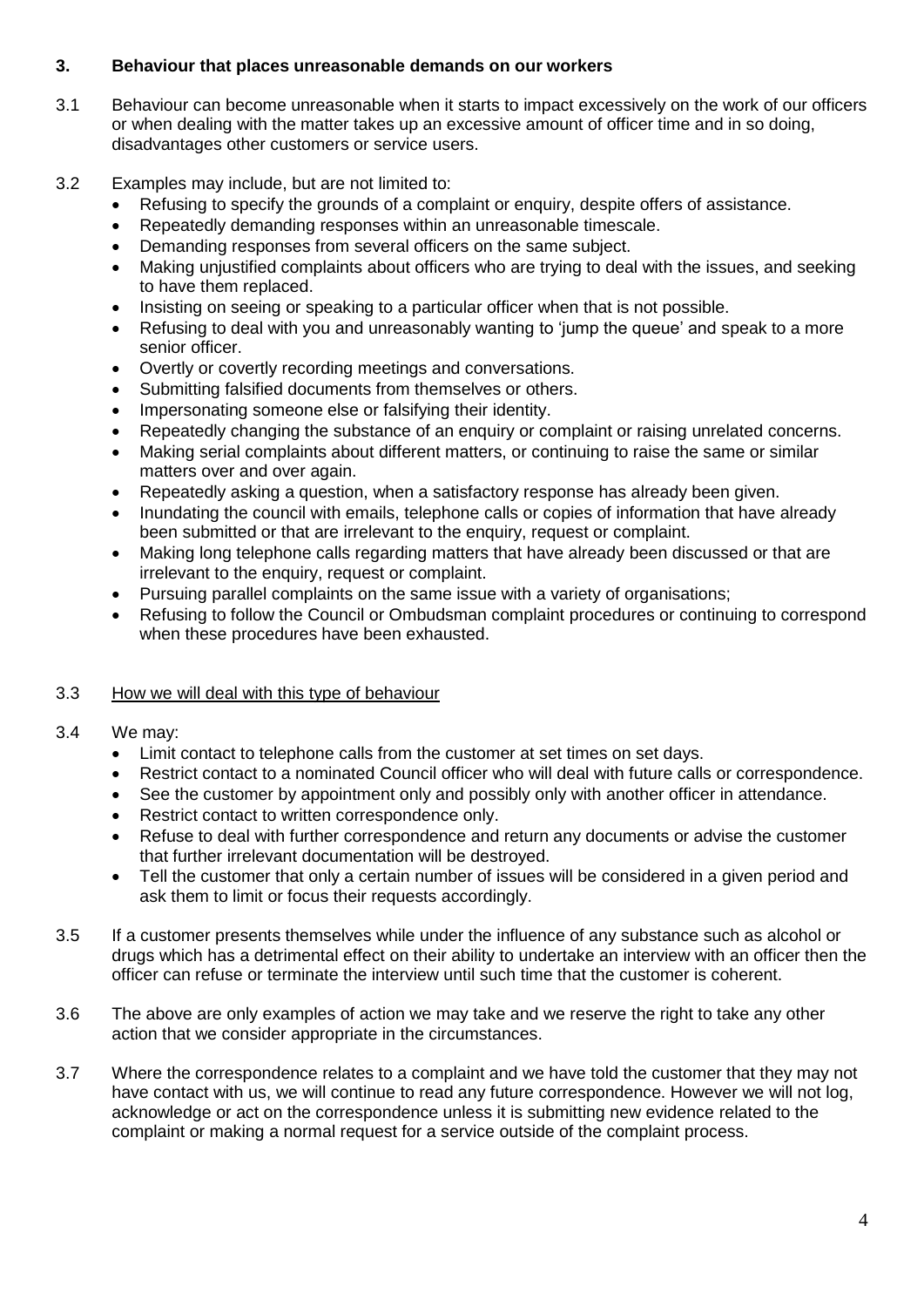## 3. Behaviour that places unreasonable demands on our workers

3.1 Behaviour can become unreasonable when it starts to impact excessively on the work of our officers or when dealing with the matter takes up an excessive amount of officer time and in so doing, disadvantages other customers or service users.

3.2 Examples may include, but are not limited to:

- Refusing to specify the grounds of a complaint or enquiry, despite offers of assistance.
- Repeatedly demanding responses within an unreasonable timescale.
- Demanding responses from several officers on the same subject.
- Making unjustified complaints about officers who are trying to deal with the issues, and seeking to have them replaced.
- Insisting on seeing or speaking to a particular officer when that is not possible.
- Refusing to deal with you and unreasonably wanting to 'jump the queue' and speak to a more senior officer.
- Overtly or covertly recording meetings and conversations.
- Submitting falsified documents from themselves or others.
- Impersonating someone else or falsifying their identity.
- Repeatedly changing the substance of an enquiry or complaint or raising unrelated concerns.
- Making serial complaints about different matters, or continuing to raise the same or similar matters over and over again.
- Repeatedly asking a question, when a satisfactory response has already been given.
- Inundating the council with emails, telephone calls or copies of information that have already been submitted or that are irrelevant to the enquiry, request or complaint.
- Making long telephone calls regarding matters that have already been discussed or that are irrelevant to the enquiry, request or complaint.
- Pursuing parallel complaints on the same issue with a variety of organisations;
- Refusing to follow the Council or Ombudsman complaint procedures or continuing to correspond when these procedures have been exhausted.

3.3 <u>How we will deal with this type of behaviour</u>

3.4 We may:

- Limit contact to telephone calls from the customer at set times on set days.
- Restrict contact to a nominated Council officer who will deal with future calls or correspondence.
- See the customer by appointment only and possibly only with another officer in attendance.
- Restrict contact to written correspondence only.
- Refuse to deal with further correspondence and return any documents or advise the customer that further irrelevant documentation will be destroyed.
- Tell the customer that only a certain number of issues will be considered in a given period and ask them to limit or focus their requests accordingly.

3.5 If a customer presents themselves while under the influence of any substance such as alcohol or drugs which has a detrimental effect on their ability to undertake an interview with an officer then the officer can refuse or terminate the interview until such time that the customer is coherent.

3.6 The above are only examples of action we may take and we reserve the right to take any other action that we consider appropriate in the circumstances.

3.7 Where the correspondence relates to a complaint and we have told the customer that they may not have contact with us, we will continue to read any future correspondence. However we will not log, acknowledge or act on the correspondence unless it is submitting new evidence related to the complaint or making a normal request for a service outside of the complaint process.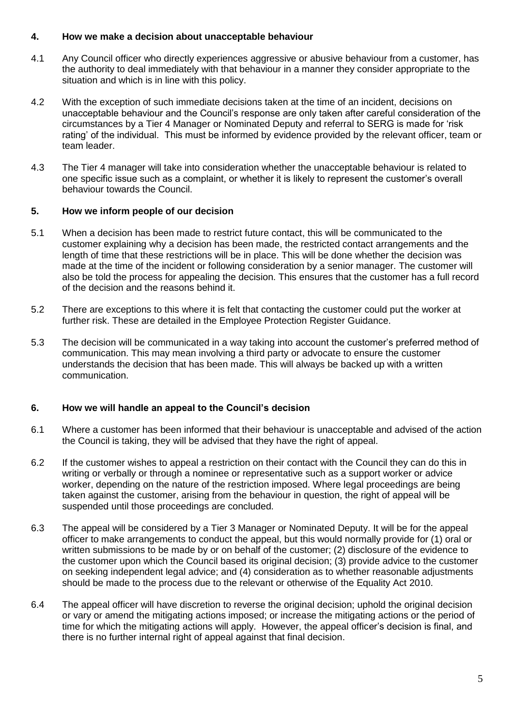## 4. How we make a decision about unacceptable behaviour

4.1 Any Council officer who directly experiences aggressive or abusive behaviour from a customer, has the authority to deal immediately with that behaviour in a manner they consider appropriate to the situation and which is in line with this policy.

4.2 With the exception of such immediate decisions taken at the time of an incident, decisions on unacceptable behaviour and the Council's response are only taken after careful consideration of the circumstances by a Tier 4 Manager or Nominated Deputy and referral to SERG is made for 'risk rating' of the individual. This must be informed by evidence provided by the relevant officer, team or team leader.

4.3 The Tier 4 manager will take into consideration whether the unacceptable behaviour is related to one specific issue such as a complaint, or whether it is likely to represent the customer's overall behaviour towards the Council.

## 5. How we inform people of our decision

5.1 When a decision has been made to restrict future contact, this will be communicated to the customer explaining why a decision has been made, the restricted contact arrangements and the length of time that these restrictions will be in place. This will be done whether the decision was made at the time of the incident or following consideration by a senior manager. The customer will also be told the process for appealing the decision. This ensures that the customer has a full record of the decision and the reasons behind it.

5.2 There are exceptions to this where it is felt that contacting the customer could put the worker at further risk. These are detailed in the Employee Protection Register Guidance.

5.3 The decision will be communicated in a way taking into account the customer's preferred method of communication. This may mean involving a third party or advocate to ensure the customer understands the decision that has been made. This will always be backed up with a written communication.

## 6. How we will handle an appeal to the Council's decision

6.1 Where a customer has been informed that their behaviour is unacceptable and advised of the action the Council is taking, they will be advised that they have the right of appeal.

6.2 If the customer wishes to appeal a restriction on their contact with the Council they can do this in writing or verbally or through a nominee or representative such as a support worker or advice worker, depending on the nature of the restriction imposed. Where legal proceedings are being taken against the customer, arising from the behaviour in question, the right of appeal will be suspended until those proceedings are concluded.

6.3 The appeal will be considered by a Tier 3 Manager or Nominated Deputy. It will be for the appeal officer to make arrangements to conduct the appeal, but this would normally provide for (1) oral or written submissions to be made by or on behalf of the customer; (2) disclosure of the evidence to the customer upon which the Council based its original decision; (3) provide advice to the customer on seeking independent legal advice; and (4) consideration as to whether reasonable adjustments should be made to the process due to the relevant or otherwise of the Equality Act 2010.

6.4 The appeal officer will have discretion to reverse the original decision; uphold the original decision or vary or amend the mitigating actions imposed; or increase the mitigating actions or the period of time for which the mitigating actions will apply. However, the appeal officer's decision is final, and there is no further internal right of appeal against that final decision.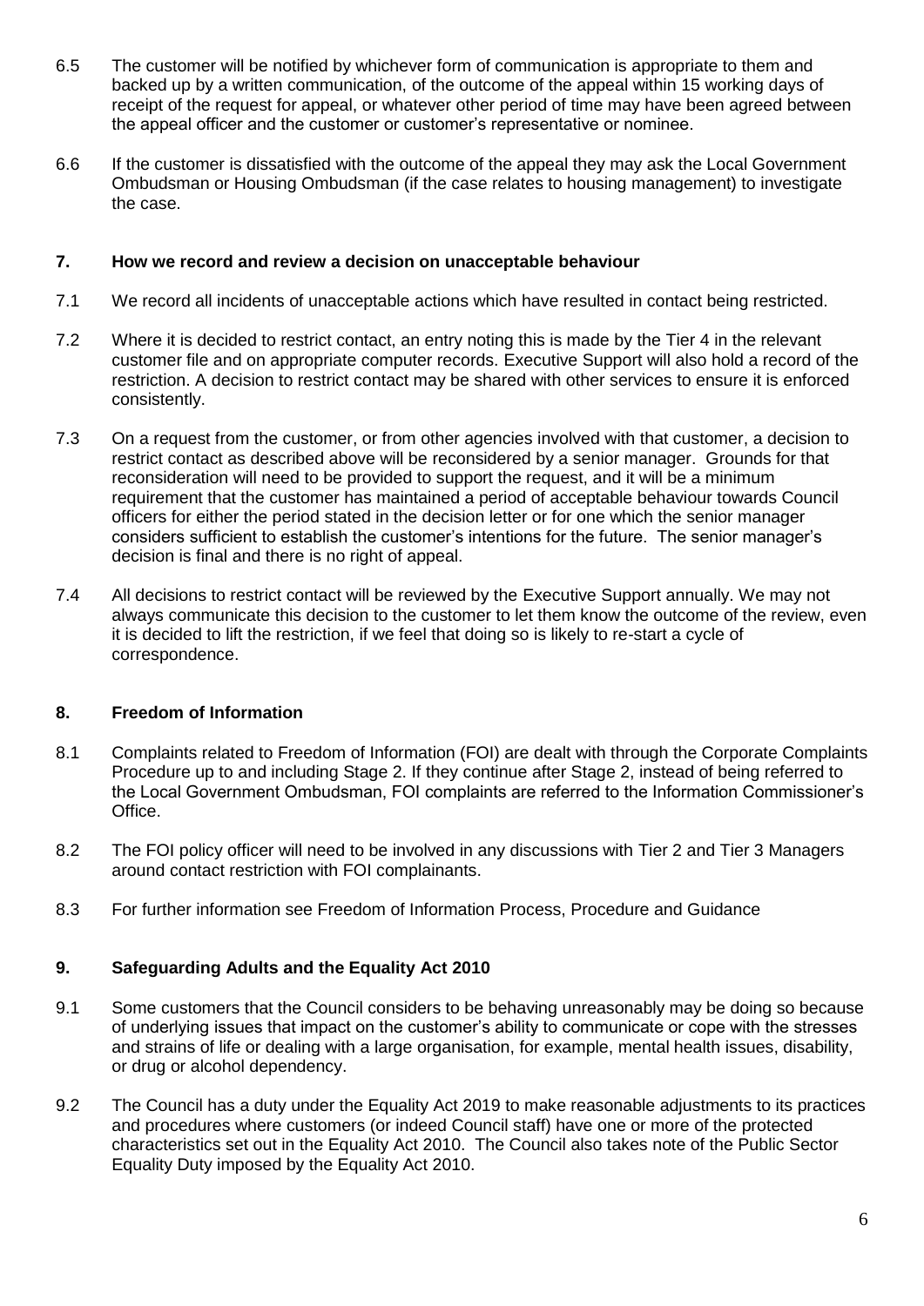6.5 The customer will be notified by whichever form of communication is appropriate to them and backed up by a written communication, of the outcome of the appeal within 15 working days of receipt of the request for appeal, or whatever other period of time may have been agreed between the appeal officer and the customer or customer's representative or nominee.

6.6 If the customer is dissatisfied with the outcome of the appeal they may ask the Local Government Ombudsman or Housing Ombudsman (if the case relates to housing management) to investigate the case.

## 7. How we record and review a decision on unacceptable behaviour

7.1 We record all incidents of unacceptable actions which have resulted in contact being restricted.

7.2 Where it is decided to restrict contact, an entry noting this is made by the Tier 4 in the relevant customer file and on appropriate computer records. Executive Support will also hold a record of the restriction. A decision to restrict contact may be shared with other services to ensure it is enforced consistently.

7.3 On a request from the customer, or from other agencies involved with that customer, a decision to restrict contact as described above will be reconsidered by a senior manager. Grounds for that reconsideration will need to be provided to support the request, and it will be a minimum requirement that the customer has maintained a period of acceptable behaviour towards Council officers for either the period stated in the decision letter or for one which the senior manager considers sufficient to establish the customer's intentions for the future. The senior manager's decision is final and there is no right of appeal.

7.4 All decisions to restrict contact will be reviewed by the Executive Support annually. We may not always communicate this decision to the customer to let them know the outcome of the review, even it is decided to lift the restriction, if we feel that doing so is likely to re-start a cycle of correspondence.

## 8. Freedom of Information

8.1 Complaints related to Freedom of Information (FOI) are dealt with through the Corporate Complaints Procedure up to and including Stage 2. If they continue after Stage 2, instead of being referred to the Local Government Ombudsman, FOI complaints are referred to the Information Commissioner's Office.

8.2 The FOI policy officer will need to be involved in any discussions with Tier 2 and Tier 3 Managers around contact restriction with FOI complainants.

8.3 For further information see Freedom of Information Process, Procedure and Guidance

## 9. Safeguarding Adults and the Equality Act 2010

9.1 Some customers that the Council considers to be behaving unreasonably may be doing so because of underlying issues that impact on the customer's ability to communicate or cope with the stresses and strains of life or dealing with a large organisation, for example, mental health issues, disability, or drug or alcohol dependency.

9.2 The Council has a duty under the Equality Act 2019 to make reasonable adjustments to its practices and procedures where customers (or indeed Council staff) have one or more of the protected characteristics set out in the Equality Act 2010. The Council also takes note of the Public Sector Equality Duty imposed by the Equality Act 2010.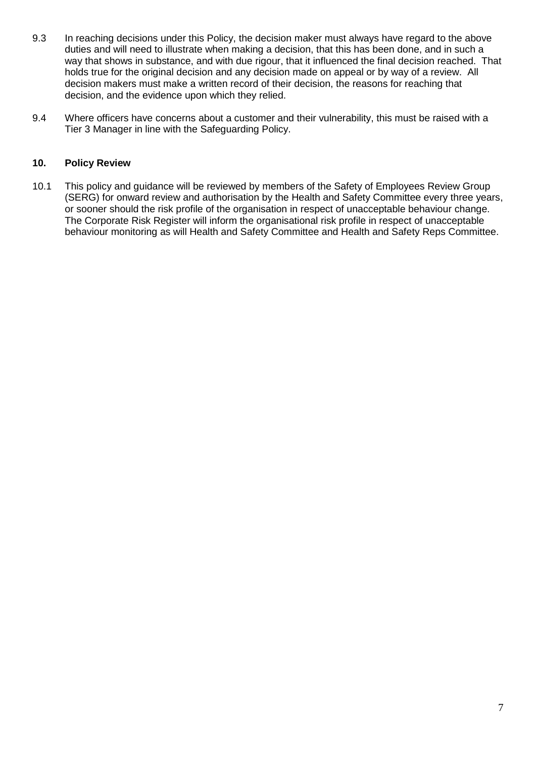9.3 In reaching decisions under this Policy, the decision maker must always have regard to the above duties and will need to illustrate when making a decision, that this has been done, and in such a way that shows in substance, and with due rigour, that it influenced the final decision reached. That holds true for the original decision and any decision made on appeal or by way of a review. All decision makers must make a written record of their decision, the reasons for reaching that decision, and the evidence upon which they relied.

9.4 Where officers have concerns about a customer and their vulnerability, this must be raised with a Tier 3 Manager in line with the Safeguarding Policy.

## 10. Policy Review

10.1 This policy and guidance will be reviewed by members of the Safety of Employees Review Group (SERG) for onward review and authorisation by the Health and Safety Committee every three years, or sooner should the risk profile of the organisation in respect of unacceptable behaviour change. The Corporate Risk Register will inform the organisational risk profile in respect of unacceptable behaviour monitoring as will Health and Safety Committee and Health and Safety Reps Committee.